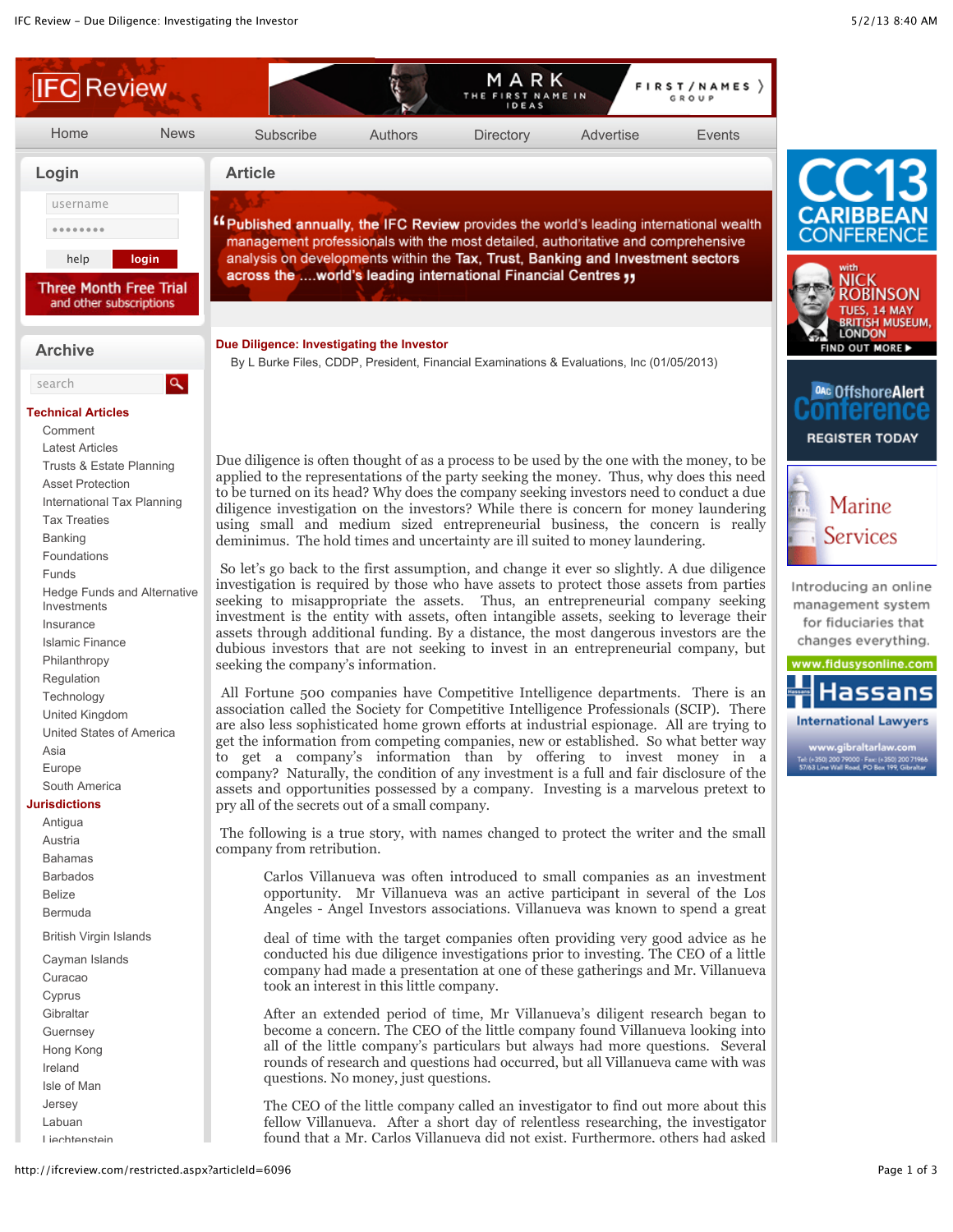## Due Diligence: Investigating the Investor

By L Burke Files, CDDP, President, Financial Examinations & Evaluations, Inc (01/05/2013)

Due diligence is often thought of as a process to be used by the one with the money, to be applied to the representations of the party seeking the money. Thus, why does this need to be turned on its head? Why does the company seeking investors need to conduct a due diligence investigation on the investors? While there is concern for money laundering using small and medium sized entrepreneurial business, the concern is really deminimus. The hold times and uncertainty are ill suited to money laundering.

So let's go back to the first assumption, and change it ever so slightly. A due diligence investigation is required by those who have assets to protect those assets from parties seeking to misappropriate the assets. Thus, an entrepreneurial company seeking investment is the entity with assets, often intangible assets, seeking to leverage their assets through additional funding. By a distance, the most dangerous investors are the dubious investors that are not seeking to invest in an entrepreneurial company, but seeking the company's information.

All Fortune 500 companies have Competitive Intelligence departments. There is an association called the Society for Competitive Intelligence Professionals (SCIP). There are also less sophisticated home grown efforts at industrial espionage. All are trying to get the information from competing companies, new or established. So what better way to get a company's information than by offering to invest money in a company? Naturally, the condition of any investment is a full and fair disclosure of the assets and opportunities possessed by a company. Investing is a marvelous pretext to pry all of the secrets out of a small company.

The following is a true story, with names changed to protect the writer and the small company from retribution.

> Carlos Villanueva was often introduced to small companies as an investment opportunity. Mr Villanueva was an active participant in several of the Los Angeles - Angel Investors associations. Villanueva was known to spend a great
>
> deal of time with the target companies often providing very good advice as he conducted his due diligence investigations prior to investing. The CEO of a little company had made a presentation at one of these gatherings and Mr. Villanueva took an interest in this little company.
>
> After an extended period of time, Mr Villanueva's diligent research began to become a concern. The CEO of the little company found Villanueva looking into all of the little company's particulars but always had more questions. Several rounds of research and questions had occurred, but all Villanueva came with was questions. No money, just questions.
>
> The CEO of the little company called an investigator to find out more about this fellow Villanueva. After a short day of relentless researching, the investigator found that a Mr. Carlos Villanueva did not exist. Furthermore, others had asked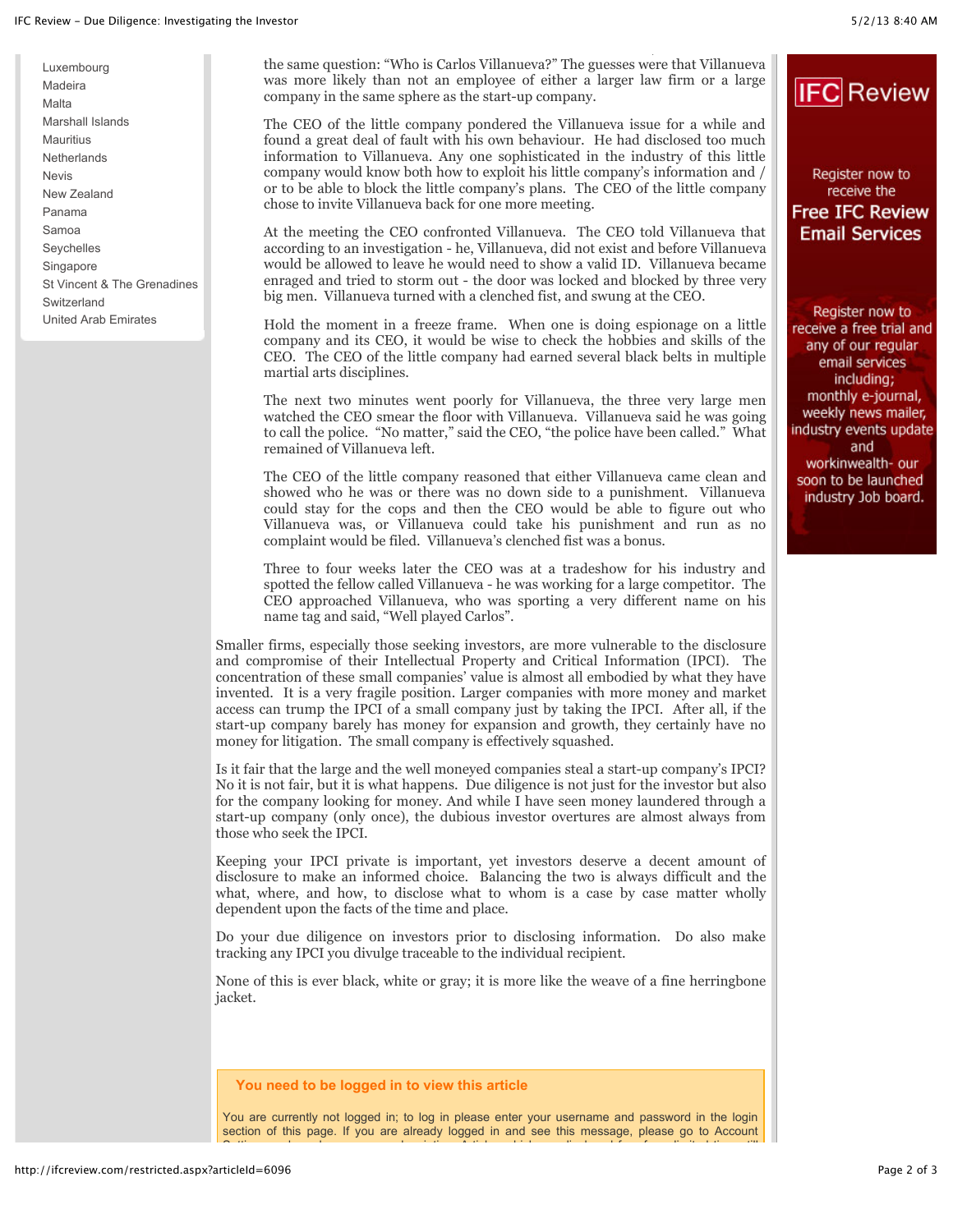the same question: "Who is Carlos Villanueva?" The guesses were that Villanueva was more likely than not an employee of either a larger law firm or a large company in the same sphere as the start-up company.

The CEO of the little company pondered the Villanueva issue for a while and found a great deal of fault with his own behaviour. He had disclosed too much information to Villanueva. Any one sophisticated in the industry of this little company would know both how to exploit his little company's information and / or to be able to block the little company's plans. The CEO of the little company chose to invite Villanueva back for one more meeting.

At the meeting the CEO confronted Villanueva. The CEO told Villanueva that according to an investigation - he, Villanueva, did not exist and before Villanueva would be allowed to leave he would need to show a valid ID. Villanueva became enraged and tried to storm out - the door was locked and blocked by three very big men. Villanueva turned with a clenched fist, and swung at the CEO.

Hold the moment in a freeze frame. When one is doing espionage on a little company and its CEO, it would be wise to check the hobbies and skills of the CEO. The CEO of the little company had earned several black belts in multiple martial arts disciplines.

The next two minutes went poorly for Villanueva, the three very large men watched the CEO smear the floor with Villanueva. Villanueva said he was going to call the police. "No matter," said the CEO, "the police have been called." What remained of Villanueva left.

The CEO of the little company reasoned that either Villanueva came clean and showed who he was or there was no down side to a punishment. Villanueva could stay for the cops and then the CEO would be able to figure out who Villanueva was, or Villanueva could take his punishment and run as no complaint would be filed. Villanueva's clenched fist was a bonus.

Three to four weeks later the CEO was at a tradeshow for his industry and spotted the fellow called Villanueva - he was working for a large competitor. The CEO approached Villanueva, who was sporting a very different name on his name tag and said, "Well played Carlos".

Smaller firms, especially those seeking investors, are more vulnerable to the disclosure and compromise of their Intellectual Property and Critical Information (IPCI). The concentration of these small companies' value is almost all embodied by what they have invented. It is a very fragile position. Larger companies with more money and market access can trump the IPCI of a small company just by taking the IPCI. After all, if the start-up company barely has money for expansion and growth, they certainly have no money for litigation. The small company is effectively squashed.

Is it fair that the large and the well moneyed companies steal a start-up company's IPCI? No it is not fair, but it is what happens. Due diligence is not just for the investor but also for the company looking for money. And while I have seen money laundered through a start-up company (only once), the dubious investor overtures are almost always from those who seek the IPCI.

Keeping your IPCI private is important, yet investors deserve a decent amount of disclosure to make an informed choice. Balancing the two is always difficult and the what, where, and how, to disclose what to whom is a case by case matter wholly dependent upon the facts of the time and place.

Do your due diligence on investors prior to disclosing information. Do also make tracking any IPCI you divulge traceable to the individual recipient.

None of this is ever black, white or gray; it is more like the weave of a fine herringbone jacket.